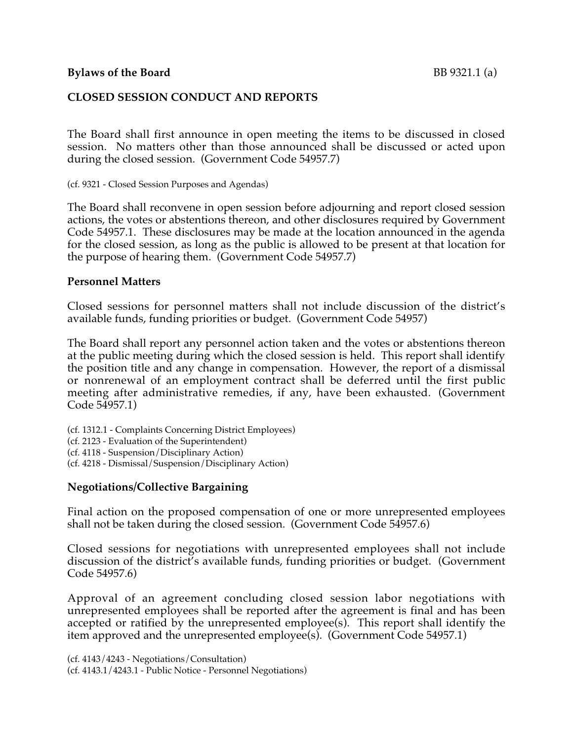**Bylaws of the Board** BB 9321.1 (a)

## CLOSED SESSION CONDUCT AND REPORTS

The Board shall first announce in open meeting the items to be discussed in closed session. No matters other than those announced shall be discussed or acted upon during the closed session. (Government Code 54957.7)

(cf. 9321 - Closed Session Purposes and Agendas)

The Board shall reconvene in open session before adjourning and report closed session actions, the votes or abstentions thereon, and other disclosures required by Government Code 54957.1. These disclosures may be made at the location announced in the agenda for the closed session, as long as the public is allowed to be present at that location for the purpose of hearing them. (Government Code 54957.7)

### Personnel Matters

Closed sessions for personnel matters shall not include discussion of the district's available funds, funding priorities or budget. (Government Code 54957)

The Board shall report any personnel action taken and the votes or abstentions thereon at the public meeting during which the closed session is held. This report shall identify the position title and any change in compensation. However, the report of a dismissal or nonrenewal of an employment contract shall be deferred until the first public meeting after administrative remedies, if any, have been exhausted. (Government Code 54957.1)

(cf. 1312.1 - Complaints Concerning District Employees)
(cf. 2123 - Evaluation of the Superintendent)
(cf. 4118 - Suspension/Disciplinary Action)
(cf. 4218 - Dismissal/Suspension/Disciplinary Action)

### Negotiations/Collective Bargaining

Final action on the proposed compensation of one or more unrepresented employees shall not be taken during the closed session. (Government Code 54957.6)

Closed sessions for negotiations with unrepresented employees shall not include discussion of the district's available funds, funding priorities or budget. (Government Code 54957.6)

Approval of an agreement concluding closed session labor negotiations with unrepresented employees shall be reported after the agreement is final and has been accepted or ratified by the unrepresented employee(s). This report shall identify the item approved and the unrepresented employee(s). (Government Code 54957.1)

(cf. 4143/4243 - Negotiations/Consultation)
(cf. 4143.1/4243.1 - Public Notice - Personnel Negotiations)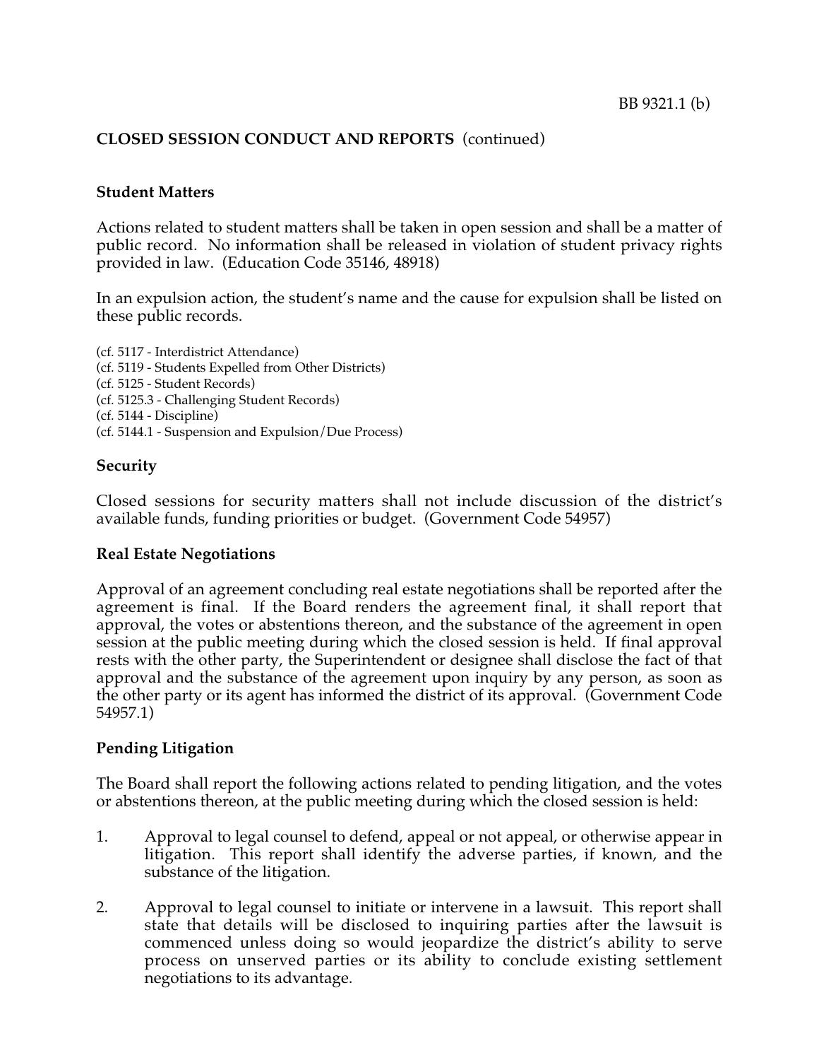## CLOSED SESSION CONDUCT AND REPORTS (continued)

### Student Matters

Actions related to student matters shall be taken in open session and shall be a matter of public record. No information shall be released in violation of student privacy rights provided in law. (Education Code 35146, 48918)

In an expulsion action, the student's name and the cause for expulsion shall be listed on these public records.

(cf. 5117 - Interdistrict Attendance)
(cf. 5119 - Students Expelled from Other Districts)
(cf. 5125 - Student Records)
(cf. 5125.3 - Challenging Student Records)
(cf. 5144 - Discipline)
(cf. 5144.1 - Suspension and Expulsion/Due Process)

### Security

Closed sessions for security matters shall not include discussion of the district's available funds, funding priorities or budget. (Government Code 54957)

### Real Estate Negotiations

Approval of an agreement concluding real estate negotiations shall be reported after the agreement is final. If the Board renders the agreement final, it shall report that approval, the votes or abstentions thereon, and the substance of the agreement in open session at the public meeting during which the closed session is held. If final approval rests with the other party, the Superintendent or designee shall disclose the fact of that approval and the substance of the agreement upon inquiry by any person, as soon as the other party or its agent has informed the district of its approval. (Government Code 54957.1)

### Pending Litigation

The Board shall report the following actions related to pending litigation, and the votes or abstentions thereon, at the public meeting during which the closed session is held:

1. Approval to legal counsel to defend, appeal or not appeal, or otherwise appear in litigation. This report shall identify the adverse parties, if known, and the substance of the litigation.

2. Approval to legal counsel to initiate or intervene in a lawsuit. This report shall state that details will be disclosed to inquiring parties after the lawsuit is commenced unless doing so would jeopardize the district's ability to serve process on unserved parties or its ability to conclude existing settlement negotiations to its advantage.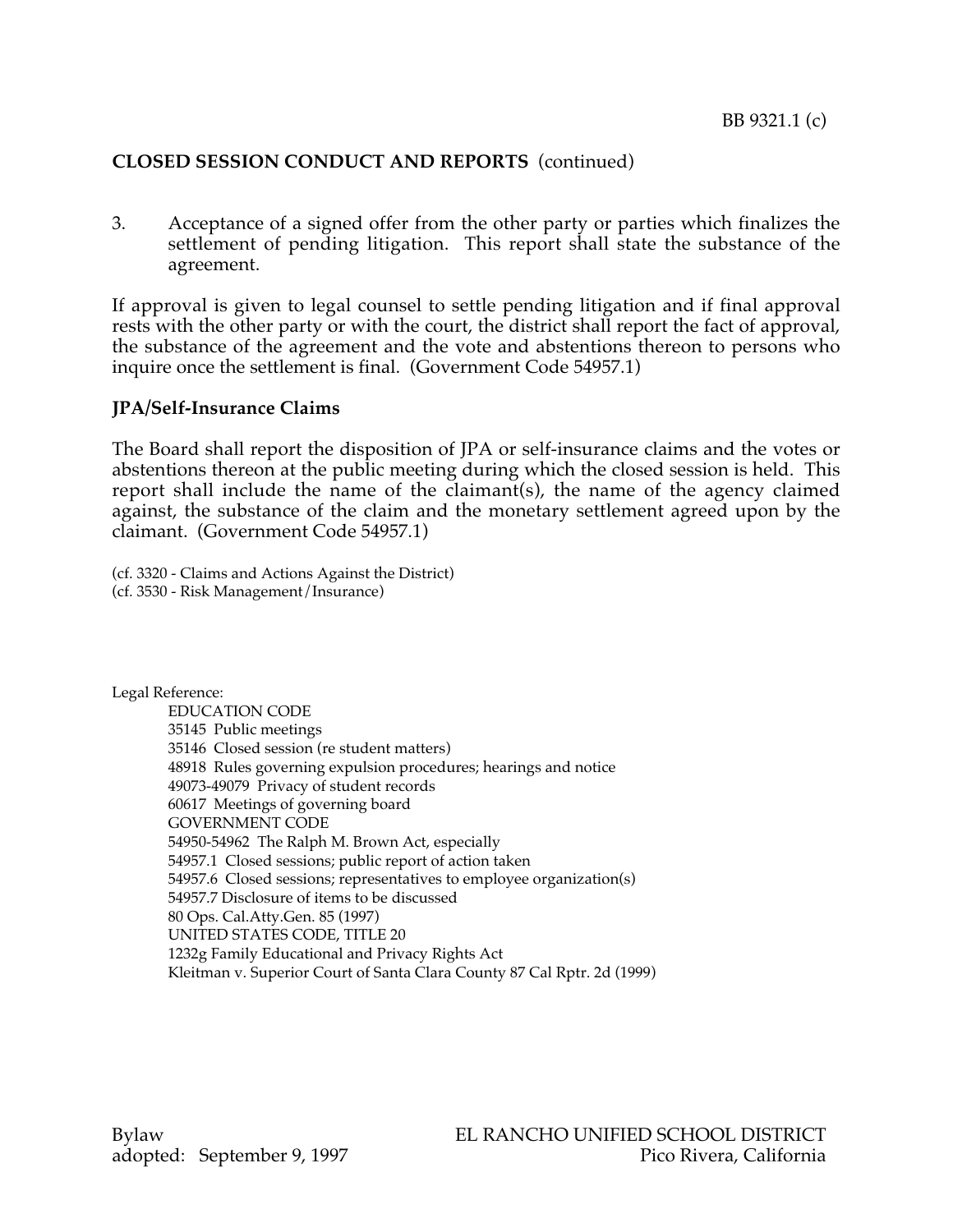## CLOSED SESSION CONDUCT AND REPORTS (continued)

3. Acceptance of a signed offer from the other party or parties which finalizes the settlement of pending litigation. This report shall state the substance of the agreement.

If approval is given to legal counsel to settle pending litigation and if final approval rests with the other party or with the court, the district shall report the fact of approval, the substance of the agreement and the vote and abstentions thereon to persons who inquire once the settlement is final. (Government Code 54957.1)

### JPA/Self-Insurance Claims

The Board shall report the disposition of JPA or self-insurance claims and the votes or abstentions thereon at the public meeting during which the closed session is held. This report shall include the name of the claimant(s), the name of the agency claimed against, the substance of the claim and the monetary settlement agreed upon by the claimant. (Government Code 54957.1)

(cf. 3320 - Claims and Actions Against the District)
(cf. 3530 - Risk Management/Insurance)

Legal Reference:

EDUCATION CODE
35145 Public meetings
35146 Closed session (re student matters)
48918 Rules governing expulsion procedures; hearings and notice
49073-49079 Privacy of student records
60617 Meetings of governing board
GOVERNMENT CODE
54950-54962 The Ralph M. Brown Act, especially
54957.1 Closed sessions; public report of action taken
54957.6 Closed sessions; representatives to employee organization(s)
54957.7 Disclosure of items to be discussed
80 Ops. Cal.Atty.Gen. 85 (1997)
UNITED STATES CODE, TITLE 20
1232g Family Educational and Privacy Rights Act
Kleitman v. Superior Court of Santa Clara County 87 Cal Rptr. 2d (1999)

Bylaw
adopted: September 9, 1997

EL RANCHO UNIFIED SCHOOL DISTRICT
Pico Rivera, California